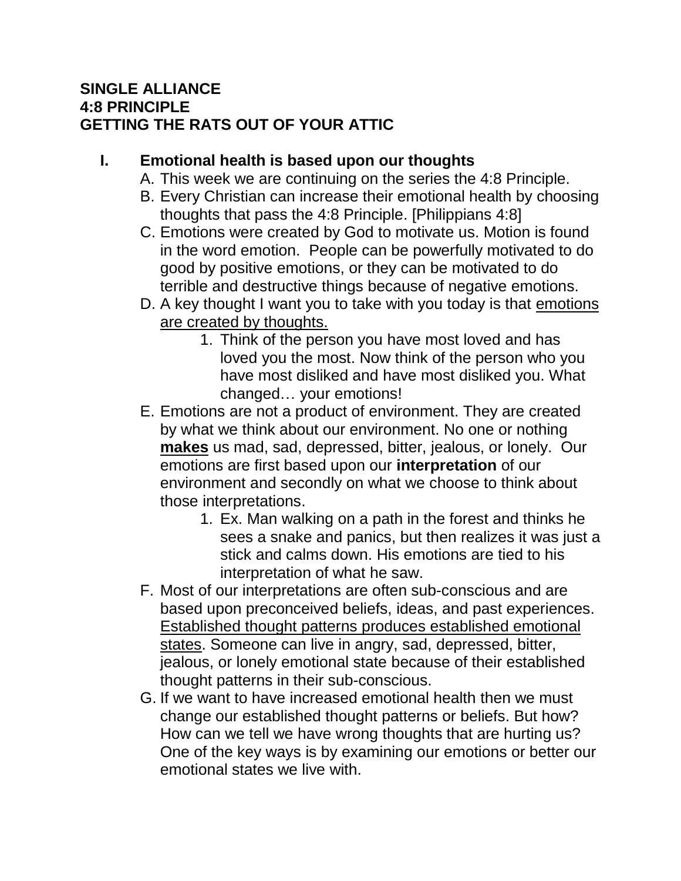**SINGLE ALLIANCE**
**4:8 PRINCIPLE**
**GETTING THE RATS OUT OF YOUR ATTIC**

## I. Emotional health is based upon our thoughts

A. This week we are continuing on the series the 4:8 Principle.

B. Every Christian can increase their emotional health by choosing thoughts that pass the 4:8 Principle. [Philippians 4:8]

C. Emotions were created by God to motivate us. Motion is found in the word emotion. People can be powerfully motivated to do good by positive emotions, or they can be motivated to do terrible and destructive things because of negative emotions.

D. A key thought I want you to take with you today is that <u>emotions are created by thoughts.</u>

   1. Think of the person you have most loved and has loved you the most. Now think of the person who you have most disliked and have most disliked you. What changed… your emotions!

E. Emotions are not a product of environment. They are created by what we think about our environment. No one or nothing <u>**makes**</u> us mad, sad, depressed, bitter, jealous, or lonely. Our emotions are first based upon our **interpretation** of our environment and secondly on what we choose to think about those interpretations.

   1. Ex. Man walking on a path in the forest and thinks he sees a snake and panics, but then realizes it was just a stick and calms down. His emotions are tied to his interpretation of what he saw.

F. Most of our interpretations are often sub-conscious and are based upon preconceived beliefs, ideas, and past experiences. <u>Established thought patterns produces established emotional states</u>. Someone can live in angry, sad, depressed, bitter, jealous, or lonely emotional state because of their established thought patterns in their sub-conscious.

G. If we want to have increased emotional health then we must change our established thought patterns or beliefs. But how? How can we tell we have wrong thoughts that are hurting us? One of the key ways is by examining our emotions or better our emotional states we live with.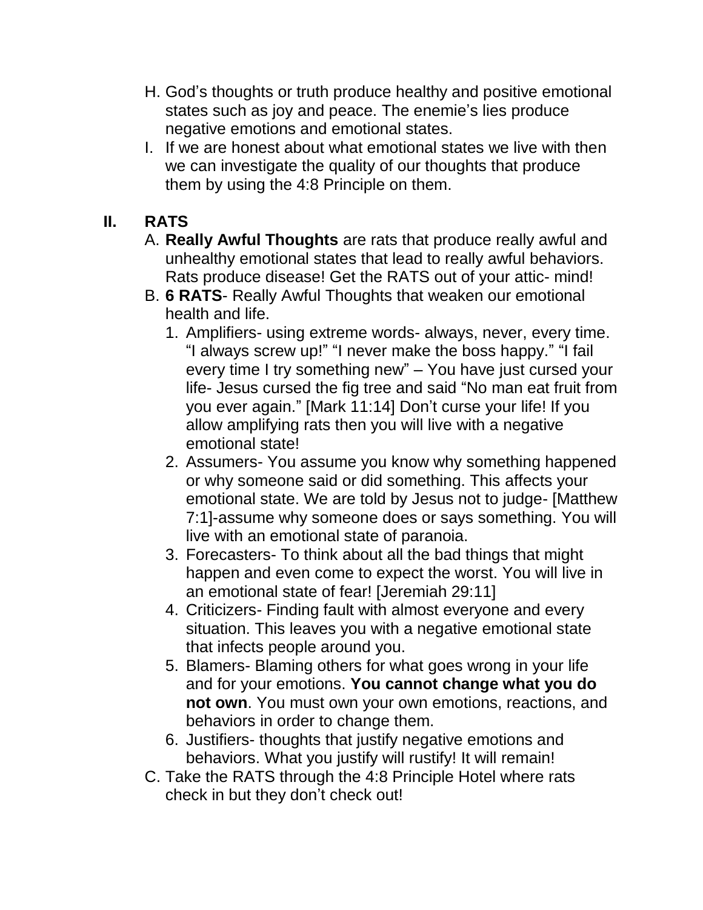H. God's thoughts or truth produce healthy and positive emotional states such as joy and peace. The enemie's lies produce negative emotions and emotional states.

I. If we are honest about what emotional states we live with then we can investigate the quality of our thoughts that produce them by using the 4:8 Principle on them.

## II. RATS

A. **Really Awful Thoughts** are rats that produce really awful and unhealthy emotional states that lead to really awful behaviors. Rats produce disease! Get the RATS out of your attic- mind!

B. **6 RATS**- Really Awful Thoughts that weaken our emotional health and life.

1. Amplifiers- using extreme words- always, never, every time. "I always screw up!" "I never make the boss happy." "I fail every time I try something new" – You have just cursed your life- Jesus cursed the fig tree and said "No man eat fruit from you ever again." [Mark 11:14] Don't curse your life! If you allow amplifying rats then you will live with a negative emotional state!
2. Assumers- You assume you know why something happened or why someone said or did something. This affects your emotional state. We are told by Jesus not to judge- [Matthew 7:1]-assume why someone does or says something. You will live with an emotional state of paranoia.
3. Forecasters- To think about all the bad things that might happen and even come to expect the worst. You will live in an emotional state of fear! [Jeremiah 29:11]
4. Criticizers- Finding fault with almost everyone and every situation. This leaves you with a negative emotional state that infects people around you.
5. Blamers- Blaming others for what goes wrong in your life and for your emotions. **You cannot change what you do not own**. You must own your own emotions, reactions, and behaviors in order to change them.
6. Justifiers- thoughts that justify negative emotions and behaviors. What you justify will rustify! It will remain!

C. Take the RATS through the 4:8 Principle Hotel where rats check in but they don't check out!